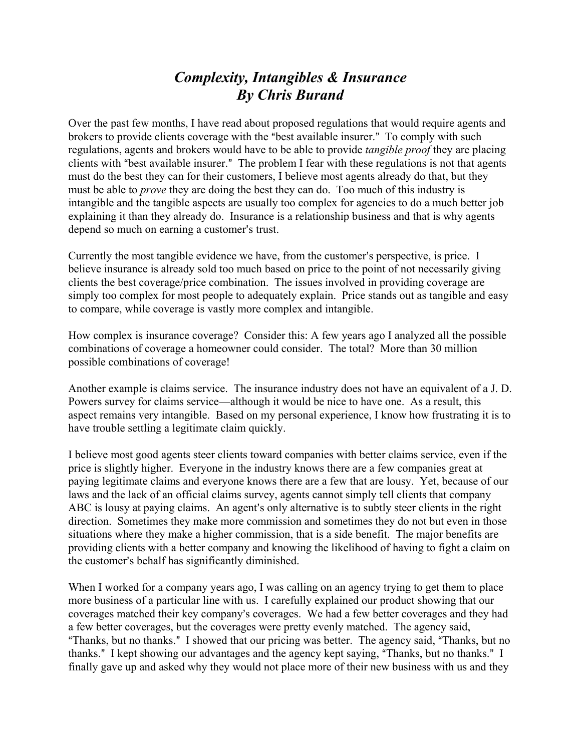# *Complexity, Intangibles & Insurance*
## *By Chris Burand*

Over the past few months, I have read about proposed regulations that would require agents and brokers to provide clients coverage with the "best available insurer." To comply with such regulations, agents and brokers would have to be able to provide *tangible proof* they are placing clients with "best available insurer." The problem I fear with these regulations is not that agents must do the best they can for their customers, I believe most agents already do that, but they must be able to *prove* they are doing the best they can do. Too much of this industry is intangible and the tangible aspects are usually too complex for agencies to do a much better job explaining it than they already do. Insurance is a relationship business and that is why agents depend so much on earning a customer's trust.

Currently the most tangible evidence we have, from the customer's perspective, is price. I believe insurance is already sold too much based on price to the point of not necessarily giving clients the best coverage/price combination. The issues involved in providing coverage are simply too complex for most people to adequately explain. Price stands out as tangible and easy to compare, while coverage is vastly more complex and intangible.

How complex is insurance coverage? Consider this: A few years ago I analyzed all the possible combinations of coverage a homeowner could consider. The total? More than 30 million possible combinations of coverage!

Another example is claims service. The insurance industry does not have an equivalent of a J. D. Powers survey for claims service—although it would be nice to have one. As a result, this aspect remains very intangible. Based on my personal experience, I know how frustrating it is to have trouble settling a legitimate claim quickly.

I believe most good agents steer clients toward companies with better claims service, even if the price is slightly higher. Everyone in the industry knows there are a few companies great at paying legitimate claims and everyone knows there are a few that are lousy. Yet, because of our laws and the lack of an official claims survey, agents cannot simply tell clients that company ABC is lousy at paying claims. An agent's only alternative is to subtly steer clients in the right direction. Sometimes they make more commission and sometimes they do not but even in those situations where they make a higher commission, that is a side benefit. The major benefits are providing clients with a better company and knowing the likelihood of having to fight a claim on the customer's behalf has significantly diminished.

When I worked for a company years ago, I was calling on an agency trying to get them to place more business of a particular line with us. I carefully explained our product showing that our coverages matched their key company's coverages. We had a few better coverages and they had a few better coverages, but the coverages were pretty evenly matched. The agency said, "Thanks, but no thanks." I showed that our pricing was better. The agency said, "Thanks, but no thanks." I kept showing our advantages and the agency kept saying, "Thanks, but no thanks." I finally gave up and asked why they would not place more of their new business with us and they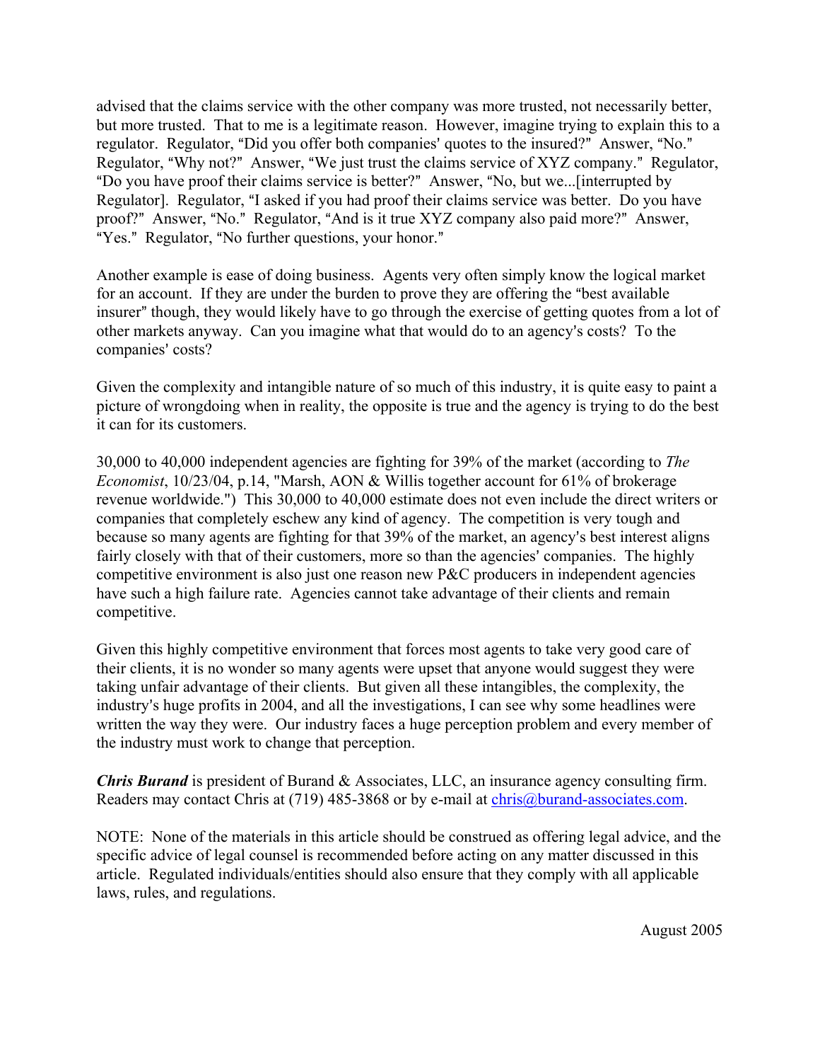advised that the claims service with the other company was more trusted, not necessarily better, but more trusted. That to me is a legitimate reason. However, imagine trying to explain this to a regulator. Regulator, "Did you offer both companies' quotes to the insured?" Answer, "No." Regulator, "Why not?" Answer, "We just trust the claims service of XYZ company." Regulator, "Do you have proof their claims service is better?" Answer, "No, but we...[interrupted by Regulator]. Regulator, "I asked if you had proof their claims service was better. Do you have proof?" Answer, "No." Regulator, "And is it true XYZ company also paid more?" Answer, "Yes." Regulator, "No further questions, your honor."

Another example is ease of doing business. Agents very often simply know the logical market for an account. If they are under the burden to prove they are offering the "best available insurer" though, they would likely have to go through the exercise of getting quotes from a lot of other markets anyway. Can you imagine what that would do to an agency's costs? To the companies' costs?

Given the complexity and intangible nature of so much of this industry, it is quite easy to paint a picture of wrongdoing when in reality, the opposite is true and the agency is trying to do the best it can for its customers.

30,000 to 40,000 independent agencies are fighting for 39% of the market (according to *The Economist*, 10/23/04, p.14, "Marsh, AON & Willis together account for 61% of brokerage revenue worldwide.") This 30,000 to 40,000 estimate does not even include the direct writers or companies that completely eschew any kind of agency. The competition is very tough and because so many agents are fighting for that 39% of the market, an agency's best interest aligns fairly closely with that of their customers, more so than the agencies' companies. The highly competitive environment is also just one reason new P&C producers in independent agencies have such a high failure rate. Agencies cannot take advantage of their clients and remain competitive.

Given this highly competitive environment that forces most agents to take very good care of their clients, it is no wonder so many agents were upset that anyone would suggest they were taking unfair advantage of their clients. But given all these intangibles, the complexity, the industry's huge profits in 2004, and all the investigations, I can see why some headlines were written the way they were. Our industry faces a huge perception problem and every member of the industry must work to change that perception.

***Chris Burand*** is president of Burand & Associates, LLC, an insurance agency consulting firm. Readers may contact Chris at (719) 485-3868 or by e-mail at chris@burand-associates.com.

NOTE: None of the materials in this article should be construed as offering legal advice, and the specific advice of legal counsel is recommended before acting on any matter discussed in this article. Regulated individuals/entities should also ensure that they comply with all applicable laws, rules, and regulations.

August 2005